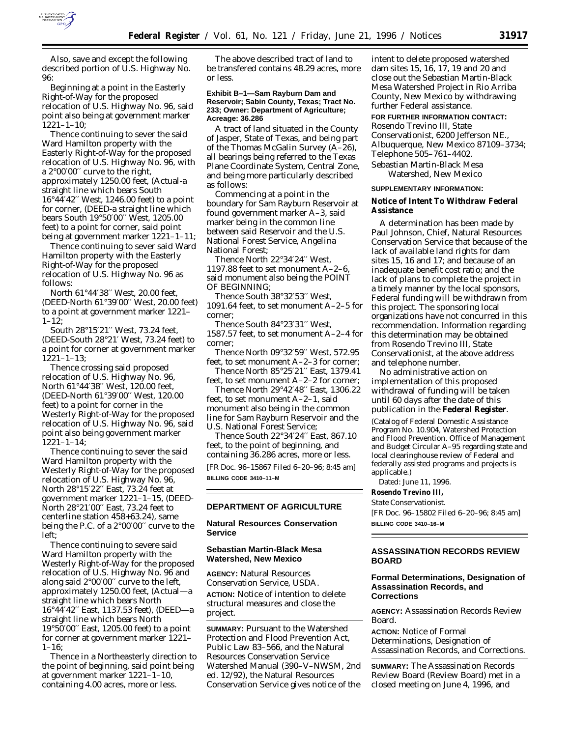Also, save and except the following described portion of U.S. Highway No. 96:

Beginning at a point in the Easterly Right-of-Way for the proposed relocation of U.S. Highway No. 96, said point also being at government marker 1221–1–10;

Thence continuing to sever the said Ward Hamilton property with the Easterly Right-of-Way for the proposed relocation of U.S. Highway No. 96, with a 2°00′00″ curve to the right, approximately 1250.00 feet, (Actual-a straight line which bears South 16°44′42″ West, 1246.00 feet) to a point for corner, (DEED-a straight line which bears South 19°50′00″ West, 1205.00 feet) to a point for corner, said point being at government marker 1221–1–11;

Thence continuing to sever said Ward Hamilton property with the Easterly Right-of-Way for the proposed relocation of U.S. Highway No. 96 as follows:

North 61°44′38″ West, 20.00 feet, (DEED-North 61°39′00″ West, 20.00 feet) to a point at government marker 1221–1–12;

South 28°15′21″ West, 73.24 feet, (DEED-South 28°21′ West, 73.24 feet) to a point for corner at government marker 1221–1–13;

Thence crossing said proposed relocation of U.S. Highway No. 96, North 61°44′38″ West, 120.00 feet, (DEED-North 61°39′00″ West, 120.00 feet) to a point for corner in the Westerly Right-of-Way for the proposed relocation of U.S. Highway No. 96, said point also being government marker 1221–1–14;

Thence continuing to sever the said Ward Hamilton property with the Westerly Right-of-Way for the proposed relocation of U.S. Highway No. 96, North 28°15′22″ East, 73.24 feet at government marker 1221–1–15, (DEED-North 28°21′00″ East, 73.24 feet to centerline station 458+63.24), same being the P.C. of a 2°00′00″ curve to the left;

Thence continuing to severe said Ward Hamilton property with the Westerly Right-of-Way for the proposed relocation of U.S. Highway No. 96 and along said 2°00′00″ curve to the left, approximately 1250.00 feet, (Actual—a straight line which bears North 16°44′42″ East, 1137.53 feet), (DEED—a straight line which bears North 19°50′00″ East, 1205.00 feet) to a point for corner at government marker 1221–1–16;

Thence in a Northeasterly direction to the point of beginning, said point being at government marker 1221–1–10, containing 4.00 acres, more or less.

The above described tract of land to be transfered contains 48.29 acres, more or less.

**Exhibit B–1—Sam Rayburn Dam and Reservoir; Sabin County, Texas; Tract No. 233; Owner: Department of Agriculture; Acreage: 36.286**

A tract of land situated in the County of Jasper, State of Texas, and being part of the Thomas McGalin Survey (A–26), all bearings being referred to the Texas Plane Coordinate System, Central Zone, and being more particularly described as follows:

Commencing at a point in the boundary for Sam Rayburn Reservoir at found government marker A–3, said marker being in the common line between said Reservoir and the U.S. National Forest Service, Angelina National Forest;

Thence North 22°34′24″ West, 1197.88 feet to set monument A–2–6, said monument also being the POINT OF BEGINNING;

Thence South 38°32′53″ West, 1091.64 feet, to set monument A–2–5 for corner;

Thence South 84°23′31″ West, 1587.57 feet, to set monument A–2–4 for corner;

Thence North 09°32′59″ West, 572.95 feet, to set monument A–2–3 for corner;

Thence North 85°25′21″ East, 1379.41 feet, to set monument A–2–2 for corner;

Thence North 29°42′48″ East, 1306.22 feet, to set monument A–2–1, said monument also being in the common line for Sam Rayburn Reservoir and the U.S. National Forest Service;

Thence South 22°34′24″ East, 867.10 feet, to the point of beginning, and containing 36.286 acres, more or less.

[FR Doc. 96–15867 Filed 6–20–96; 8:45 am]

**BILLING CODE 3410–11–M**

## DEPARTMENT OF AGRICULTURE

### Natural Resources Conservation Service

### Sebastian Martin-Black Mesa Watershed, New Mexico

**AGENCY:** Natural Resources Conservation Service, USDA.

**ACTION:** Notice of intention to delete structural measures and close the project.

**SUMMARY:** Pursuant to the Watershed Protection and Flood Prevention Act, Public Law 83–566, and the Natural Resources Conservation Service Watershed Manual (390–V–NWSM, 2nd ed. 12/92), the Natural Resources Conservation Service gives notice of the intent to delete proposed watershed dam sites 15, 16, 17, 19 and 20 and close out the Sebastian Martin-Black Mesa Watershed Project in Rio Arriba County, New Mexico by withdrawing further Federal assistance.

**FOR FURTHER INFORMATION CONTACT:** Rosendo Trevino III, State Conservationist, 6200 Jefferson NE., Albuquerque, New Mexico 87109–3734; Telephone 505–761–4402.

Sebastian Martin-Black Mesa Watershed, New Mexico

**SUPPLEMENTARY INFORMATION:**

**Notice of Intent To Withdraw Federal Assistance**

A determination has been made by Paul Johnson, Chief, Natural Resources Conservation Service that because of the lack of available land rights for dam sites 15, 16 and 17; and because of an inadequate benefit cost ratio; and the lack of plans to complete the project in a timely manner by the local sponsors, Federal funding will be withdrawn from this project. The sponsoring local organizations have not concurred in this recommendation. Information regarding this determination may be obtained from Rosendo Trevino III, State Conservationist, at the above address and telephone number.

No administrative action on implementation of this proposed withdrawal of funding will be taken until 60 days after the date of this publication in the **Federal Register**.

(Catalog of Federal Domestic Assistance Program No. 10.904, Watershed Protection and Flood Prevention. Office of Management and Budget Circular A–95 regarding state and local clearinghouse review of Federal and federally assisted programs and projects is applicable.)

Dated: June 11, 1996.

**Rosendo Trevino III,**

*State Conservationist.*

[FR Doc. 96–15802 Filed 6–20–96; 8:45 am]

**BILLING CODE 3410–16–M**

## ASSASSINATION RECORDS REVIEW BOARD

### Formal Determinations, Designation of Assassination Records, and Corrections

**AGENCY:** Assassination Records Review Board.

**ACTION:** Notice of Formal Determinations, Designation of Assassination Records, and Corrections.

**SUMMARY:** The Assassination Records Review Board (Review Board) met in a closed meeting on June 4, 1996, and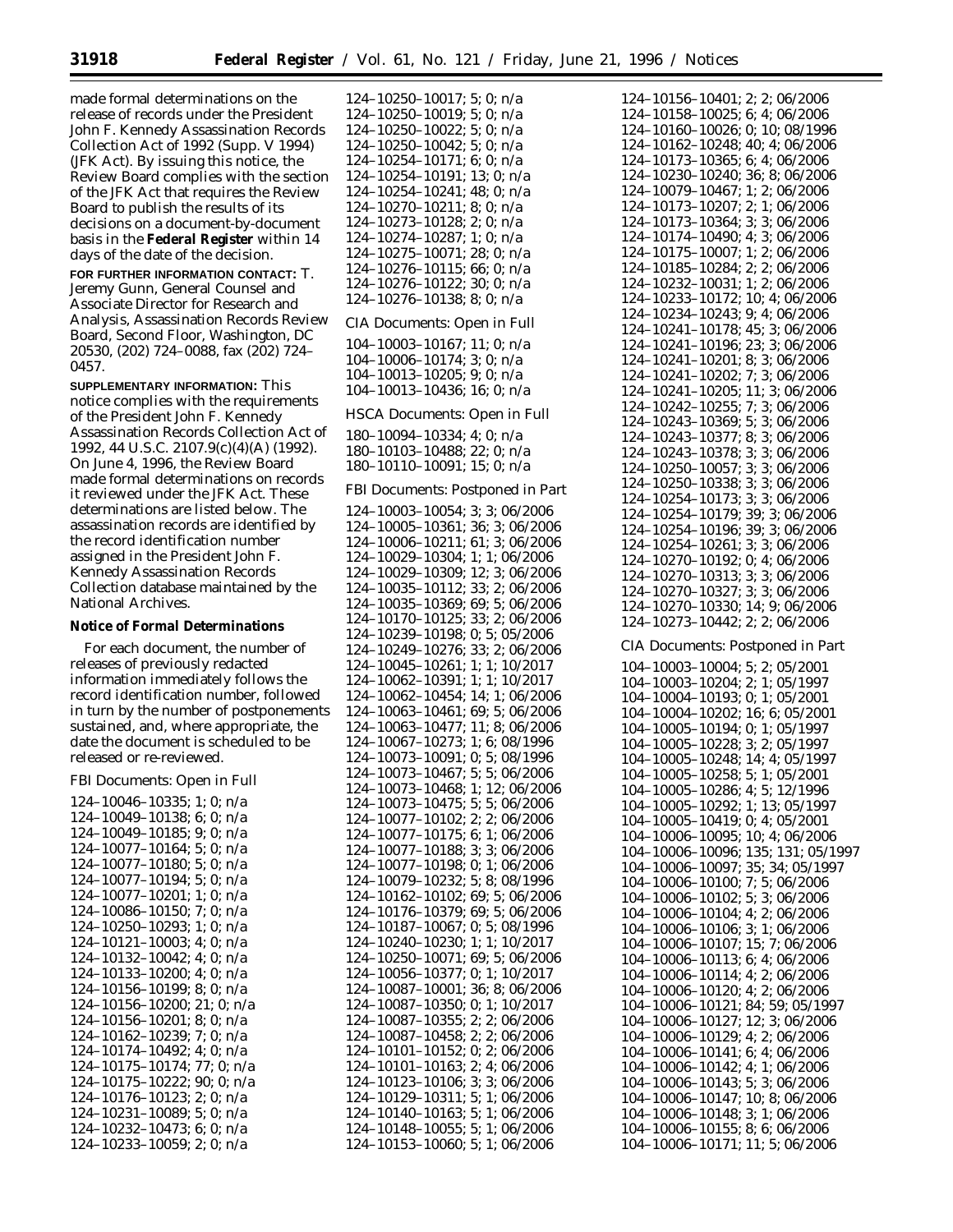made formal determinations on the release of records under the President John F. Kennedy Assassination Records Collection Act of 1992 (Supp. V 1994) (JFK Act). By issuing this notice, the Review Board complies with the section of the JFK Act that requires the Review Board to publish the results of its decisions on a document-by-document basis in the **Federal Register** within 14 days of the date of the decision.

**FOR FURTHER INFORMATION CONTACT:** T. Jeremy Gunn, General Counsel and Associate Director for Research and Analysis, Assassination Records Review Board, Second Floor, Washington, DC 20530, (202) 724–0088, fax (202) 724–0457.

**SUPPLEMENTARY INFORMATION:** This notice complies with the requirements of the President John F. Kennedy Assassination Records Collection Act of 1992, 44 U.S.C. 2107.9(c)(4)(A) (1992). On June 4, 1996, the Review Board made formal determinations on records it reviewed under the JFK Act. These determinations are listed below. The assassination records are identified by the record identification number assigned in the President John F. Kennedy Assassination Records Collection database maintained by the National Archives.

**Notice of Formal Determinations**

For each document, the number of releases of previously redacted information immediately follows the record identification number, followed in turn by the number of postponements sustained, and, where appropriate, the date the document is scheduled to be released or re-reviewed.

FBI Documents: Open in Full

124–10046–10335; 1; 0; n/a
124–10049–10138; 6; 0; n/a
124–10049–10185; 9; 0; n/a
124–10077–10164; 5; 0; n/a
124–10077–10180; 5; 0; n/a
124–10077–10194; 5; 0; n/a
124–10077–10201; 1; 0; n/a
124–10086–10150; 7; 0; n/a
124–10250–10293; 1; 0; n/a
124–10121–10003; 4; 0; n/a
124–10132–10042; 4; 0; n/a
124–10133–10200; 4; 0; n/a
124–10156–10199; 8; 0; n/a
124–10156–10200; 21; 0; n/a
124–10156–10201; 8; 0; n/a
124–10162–10239; 7; 0; n/a
124–10174–10492; 4; 0; n/a
124–10175–10174; 77; 0; n/a
124–10175–10222; 90; 0; n/a
124–10176–10123; 2; 0; n/a
124–10231–10089; 5; 0; n/a
124–10232–10473; 6; 0; n/a
124–10233–10059; 2; 0; n/a
124–10250–10017; 5; 0; n/a
124–10250–10019; 5; 0; n/a
124–10250–10022; 5; 0; n/a
124–10250–10042; 5; 0; n/a
124–10254–10171; 6; 0; n/a
124–10254–10191; 13; 0; n/a
124–10254–10241; 48; 0; n/a
124–10270–10211; 8; 0; n/a
124–10273–10128; 2; 0; n/a
124–10274–10287; 1; 0; n/a
124–10275–10071; 28; 0; n/a
124–10276–10115; 66; 0; n/a
124–10276–10122; 30; 0; n/a
124–10276–10138; 8; 0; n/a

CIA Documents: Open in Full

104–10003–10167; 11; 0; n/a
104–10006–10174; 3; 0; n/a
104–10013–10205; 9; 0; n/a
104–10013–10436; 16; 0; n/a

HSCA Documents: Open in Full

180–10094–10334; 4; 0; n/a
180–10103–10488; 22; 0; n/a
180–10110–10091; 15; 0; n/a

FBI Documents: Postponed in Part

124–10003–10054; 3; 3; 06/2006
124–10005–10361; 36; 3; 06/2006
124–10006–10211; 61; 3; 06/2006
124–10029–10304; 1; 1; 06/2006
124–10029–10309; 12; 3; 06/2006
124–10035–10112; 33; 2; 06/2006
124–10035–10369; 69; 5; 06/2006
124–10170–10125; 33; 2; 06/2006
124–10239–10198; 0; 5; 05/2006
124–10249–10276; 33; 2; 06/2006
124–10045–10261; 1; 1; 10/2017
124–10062–10391; 1; 1; 10/2017
124–10062–10454; 14; 1; 06/2006
124–10063–10461; 69; 5; 06/2006
124–10063–10477; 11; 8; 06/2006
124–10067–10273; 1; 6; 08/1996
124–10073–10091; 0; 5; 08/1996
124–10073–10467; 5; 5; 06/2006
124–10073–10468; 1; 12; 06/2006
124–10073–10475; 5; 5; 06/2006
124–10077–10102; 2; 2; 06/2006
124–10077–10175; 6; 1; 06/2006
124–10077–10188; 3; 3; 06/2006
124–10077–10198; 0; 1; 06/2006
124–10079–10232; 5; 8; 08/1996
124–10162–10102; 69; 5; 06/2006
124–10176–10379; 69; 5; 06/2006
124–10187–10067; 0; 5; 08/1996
124–10240–10230; 1; 1; 10/2017
124–10250–10071; 69; 5; 06/2006
124–10056–10377; 0; 1; 10/2017
124–10087–10001; 36; 8; 06/2006
124–10087–10350; 0; 1; 10/2017
124–10087–10355; 2; 2; 06/2006
124–10087–10458; 2; 2; 06/2006
124–10101–10152; 0; 2; 06/2006
124–10101–10163; 2; 4; 06/2006
124–10123–10106; 3; 3; 06/2006
124–10129–10311; 5; 1; 06/2006
124–10140–10163; 5; 1; 06/2006
124–10148–10055; 5; 1; 06/2006
124–10153–10060; 5; 1; 06/2006
124–10156–10401; 2; 2; 06/2006
124–10158–10025; 6; 4; 06/2006
124–10160–10026; 0; 10; 08/1996
124–10162–10248; 40; 4; 06/2006
124–10173–10365; 6; 4; 06/2006
124–10230–10240; 36; 8; 06/2006
124–10079–10467; 1; 2; 06/2006
124–10173–10207; 2; 1; 06/2006
124–10173–10364; 3; 3; 06/2006
124–10174–10490; 4; 3; 06/2006
124–10175–10007; 1; 2; 06/2006
124–10185–10284; 2; 2; 06/2006
124–10232–10031; 1; 2; 06/2006
124–10233–10172; 10; 4; 06/2006
124–10234–10243; 9; 4; 06/2006
124–10241–10178; 45; 3; 06/2006
124–10241–10196; 23; 3; 06/2006
124–10241–10201; 8; 3; 06/2006
124–10241–10202; 7; 3; 06/2006
124–10241–10205; 11; 3; 06/2006
124–10242–10255; 7; 3; 06/2006
124–10243–10369; 5; 3; 06/2006
124–10243–10377; 8; 3; 06/2006
124–10243–10378; 3; 3; 06/2006
124–10250–10057; 3; 3; 06/2006
124–10250–10338; 3; 3; 06/2006
124–10254–10173; 3; 3; 06/2006
124–10254–10179; 39; 3; 06/2006
124–10254–10196; 39; 3; 06/2006
124–10254–10261; 3; 3; 06/2006
124–10270–10192; 0; 4; 06/2006
124–10270–10313; 3; 3; 06/2006
124–10270–10327; 3; 3; 06/2006
124–10270–10330; 14; 9; 06/2006
124–10273–10442; 2; 2; 06/2006

CIA Documents: Postponed in Part

104–10003–10004; 5; 2; 05/2001
104–10003–10204; 2; 1; 05/1997
104–10004–10193; 0; 1; 05/2001
104–10004–10202; 16; 6; 05/2001
104–10005–10194; 0; 1; 05/1997
104–10005–10228; 3; 2; 05/1997
104–10005–10248; 14; 4; 05/1997
104–10005–10258; 5; 1; 05/2001
104–10005–10286; 4; 5; 12/1996
104–10005–10292; 1; 13; 05/1997
104–10005–10419; 0; 4; 05/2001
104–10006–10095; 10; 4; 06/2006
104–10006–10096; 135; 131; 05/1997
104–10006–10097; 35; 34; 05/1997
104–10006–10100; 7; 5; 06/2006
104–10006–10102; 5; 3; 06/2006
104–10006–10104; 4; 2; 06/2006
104–10006–10106; 3; 1; 06/2006
104–10006–10107; 15; 7; 06/2006
104–10006–10113; 6; 4; 06/2006
104–10006–10114; 4; 2; 06/2006
104–10006–10120; 4; 2; 06/2006
104–10006–10121; 84; 59; 05/1997
104–10006–10127; 12; 3; 06/2006
104–10006–10129; 4; 2; 06/2006
104–10006–10141; 6; 4; 06/2006
104–10006–10142; 4; 1; 06/2006
104–10006–10143; 5; 3; 06/2006
104–10006–10147; 10; 8; 06/2006
104–10006–10148; 3; 1; 06/2006
104–10006–10155; 8; 6; 06/2006
104–10006–10171; 11; 5; 06/2006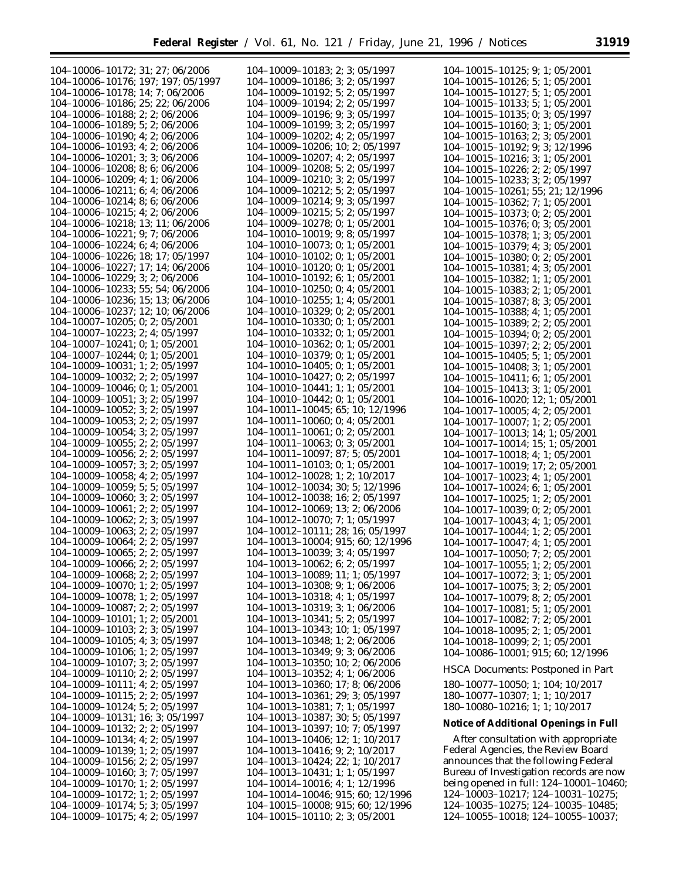104–10006–10172; 31; 27; 06/2006
104–10006–10176; 197; 197; 05/1997
104–10006–10178; 14; 7; 06/2006
104–10006–10186; 25; 22; 06/2006
104–10006–10188; 2; 2; 06/2006
104–10006–10189; 5; 2; 06/2006
104–10006–10190; 4; 2; 06/2006
104–10006–10193; 4; 2; 06/2006
104–10006–10201; 3; 3; 06/2006
104–10006–10208; 8; 6; 06/2006
104–10006–10209; 4; 1; 06/2006
104–10006–10211; 6; 4; 06/2006
104–10006–10214; 8; 6; 06/2006
104–10006–10215; 4; 2; 06/2006
104–10006–10218; 13; 11; 06/2006
104–10006–10221; 9; 7; 06/2006
104–10006–10224; 6; 4; 06/2006
104–10006–10226; 18; 17; 05/1997
104–10006–10227; 17; 14; 06/2006
104–10006–10229; 3; 2; 06/2006
104–10006–10233; 55; 54; 06/2006
104–10006–10236; 15; 13; 06/2006
104–10006–10237; 12; 10; 06/2006
104–10007–10205; 0; 2; 05/2001
104–10007–10223; 2; 4; 05/1997
104–10007–10241; 0; 1; 05/2001
104–10007–10244; 0; 1; 05/2001
104–10009–10031; 1; 2; 05/1997
104–10009–10032; 2; 2; 05/1997
104–10009–10046; 0; 1; 05/2001
104–10009–10051; 3; 2; 05/1997
104–10009–10052; 3; 2; 05/1997
104–10009–10053; 2; 2; 05/1997
104–10009–10054; 3; 2; 05/1997
104–10009–10055; 2; 2; 05/1997
104–10009–10056; 2; 2; 05/1997
104–10009–10057; 3; 2; 05/1997
104–10009–10058; 4; 2; 05/1997
104–10009–10059; 5; 5; 05/1997
104–10009–10060; 3; 2; 05/1997
104–10009–10061; 2; 2; 05/1997
104–10009–10062; 2; 3; 05/1997
104–10009–10063; 2; 2; 05/1997
104–10009–10064; 2; 2; 05/1997
104–10009–10065; 2; 2; 05/1997
104–10009–10066; 2; 2; 05/1997
104–10009–10068; 2; 2; 05/1997
104–10009–10070; 1; 2; 05/1997
104–10009–10078; 1; 2; 05/1997
104–10009–10087; 2; 2; 05/1997
104–10009–10101; 1; 2; 05/2001
104–10009–10103; 2; 3; 05/1997
104–10009–10105; 4; 3; 05/1997
104–10009–10106; 1; 2; 05/1997
104–10009–10107; 3; 2; 05/1997
104–10009–10110; 2; 2; 05/1997
104–10009–10111; 4; 2; 05/1997
104–10009–10115; 2; 2; 05/1997
104–10009–10124; 5; 2; 05/1997
104–10009–10131; 16; 3; 05/1997
104–10009–10132; 2; 2; 05/1997
104–10009–10134; 4; 2; 05/1997
104–10009–10139; 1; 2; 05/1997
104–10009–10156; 2; 2; 05/1997
104–10009–10160; 3; 7; 05/1997
104–10009–10170; 1; 2; 05/1997
104–10009–10172; 1; 2; 05/1997
104–10009–10174; 5; 3; 05/1997
104–10009–10175; 4; 2; 05/1997
104–10009–10183; 2; 3; 05/1997
104–10009–10186; 3; 2; 05/1997
104–10009–10192; 5; 2; 05/1997
104–10009–10194; 2; 2; 05/1997
104–10009–10196; 9; 3; 05/1997
104–10009–10199; 3; 2; 05/1997
104–10009–10202; 4; 2; 05/1997
104–10009–10206; 10; 2; 05/1997
104–10009–10207; 4; 2; 05/1997
104–10009–10208; 5; 2; 05/1997
104–10009–10210; 3; 2; 05/1997
104–10009–10212; 5; 2; 05/1997
104–10009–10214; 9; 3; 05/1997
104–10009–10215; 5; 2; 05/1997
104–10009–10278; 0; 1; 05/2001
104–10010–10019; 9; 8; 05/1997
104–10010–10073; 0; 1; 05/2001
104–10010–10102; 0; 1; 05/2001
104–10010–10120; 0; 1; 05/2001
104–10010–10192; 6; 1; 05/2001
104–10010–10250; 0; 4; 05/2001
104–10010–10255; 1; 4; 05/2001
104–10010–10329; 0; 2; 05/2001
104–10010–10330; 0; 1; 05/2001
104–10010–10332; 0; 1; 05/2001
104–10010–10362; 0; 1; 05/2001
104–10010–10379; 0; 1; 05/2001
104–10010–10405; 0; 1; 05/2001
104–10010–10427; 0; 2; 05/1997
104–10010–10441; 1; 1; 05/2001
104–10010–10442; 0; 1; 05/2001
104–10011–10045; 65; 10; 12/1996
104–10011–10060; 0; 4; 05/2001
104–10011–10061; 0; 2; 05/2001
104–10011–10063; 0; 3; 05/2001
104–10011–10097; 87; 5; 05/2001
104–10011–10103; 0; 1; 05/2001
104–10012–10028; 1; 2; 10/2017
104–10012–10034; 30; 5; 12/1996
104–10012–10038; 16; 2; 05/1997
104–10012–10069; 13; 2; 06/2006
104–10012–10070; 7; 1; 05/1997
104–10012–10111; 28; 16; 05/1997
104–10013–10004; 915; 60; 12/1996
104–10013–10039; 3; 4; 05/1997
104–10013–10062; 6; 2; 05/1997
104–10013–10089; 11; 1; 05/1997
104–10013–10308; 9; 1; 06/2006
104–10013–10318; 4; 1; 05/1997
104–10013–10319; 3; 1; 06/2006
104–10013–10341; 5; 2; 05/1997
104–10013–10343; 10; 1; 05/1997
104–10013–10348; 1; 2; 06/2006
104–10013–10349; 9; 3; 06/2006
104–10013–10350; 10; 2; 06/2006
104–10013–10352; 4; 1; 06/2006
104–10013–10360; 17; 8; 06/2006
104–10013–10361; 29; 3; 05/1997
104–10013–10381; 7; 1; 05/1997
104–10013–10387; 30; 5; 05/1997
104–10013–10397; 10; 7; 05/1997
104–10013–10406; 12; 1; 10/2017
104–10013–10416; 9; 2; 10/2017
104–10013–10424; 22; 1; 10/2017
104–10013–10431; 1; 1; 05/1997
104–10014–10016; 4; 1; 12/1996
104–10014–10046; 915; 60; 12/1996
104–10015–10008; 915; 60; 12/1996
104–10015–10110; 2; 3; 05/2001
104–10015–10125; 9; 1; 05/2001
104–10015–10126; 5; 1; 05/2001
104–10015–10127; 5; 1; 05/2001
104–10015–10133; 5; 1; 05/2001
104–10015–10135; 0; 3; 05/1997
104–10015–10160; 3; 1; 05/2001
104–10015–10163; 2; 3; 05/2001
104–10015–10192; 9; 3; 12/1996
104–10015–10216; 3; 1; 05/2001
104–10015–10226; 2; 2; 05/1997
104–10015–10233; 3; 2; 05/1997
104–10015–10261; 55; 21; 12/1996
104–10015–10362; 7; 1; 05/2001
104–10015–10373; 0; 2; 05/2001
104–10015–10376; 0; 3; 05/2001
104–10015–10378; 1; 3; 05/2001
104–10015–10379; 4; 3; 05/2001
104–10015–10380; 0; 2; 05/2001
104–10015–10381; 4; 3; 05/2001
104–10015–10382; 1; 1; 05/2001
104–10015–10383; 2; 1; 05/2001
104–10015–10387; 8; 3; 05/2001
104–10015–10388; 4; 1; 05/2001
104–10015–10389; 2; 2; 05/2001
104–10015–10394; 0; 2; 05/2001
104–10015–10397; 2; 2; 05/2001
104–10015–10405; 5; 1; 05/2001
104–10015–10408; 3; 1; 05/2001
104–10015–10411; 6; 1; 05/2001
104–10015–10413; 3; 1; 05/2001
104–10016–10020; 12; 1; 05/2001
104–10017–10005; 4; 2; 05/2001
104–10017–10007; 1; 2; 05/2001
104–10017–10013; 14; 1; 05/2001
104–10017–10014; 15; 1; 05/2001
104–10017–10018; 4; 1; 05/2001
104–10017–10019; 17; 2; 05/2001
104–10017–10023; 4; 1; 05/2001
104–10017–10024; 6; 1; 05/2001
104–10017–10025; 1; 2; 05/2001
104–10017–10039; 0; 2; 05/2001
104–10017–10043; 4; 1; 05/2001
104–10017–10044; 1; 2; 05/2001
104–10017–10047; 4; 1; 05/2001
104–10017–10050; 7; 2; 05/2001
104–10017–10055; 1; 2; 05/2001
104–10017–10072; 3; 1; 05/2001
104–10017–10075; 3; 2; 05/2001
104–10017–10079; 8; 2; 05/2001
104–10017–10081; 5; 1; 05/2001
104–10017–10082; 7; 2; 05/2001
104–10018–10095; 2; 1; 05/2001
104–10018–10099; 2; 1; 05/2001
104–10086–10001; 915; 60; 12/1996

HSCA Documents: Postponed in Part

180–10077–10050; 1; 104; 10/2017
180–10077–10307; 1; 1; 10/2017
180–10080–10216; 1; 1; 10/2017

**Notice of Additional Openings in Full**

After consultation with appropriate Federal Agencies, the Review Board announces that the following Federal Bureau of Investigation records are now being opened in full: 124–10001–10460; 124–10003–10217; 124–10031–10275; 124–10035–10275; 124–10035–10485; 124–10055–10018; 124–10055–10037;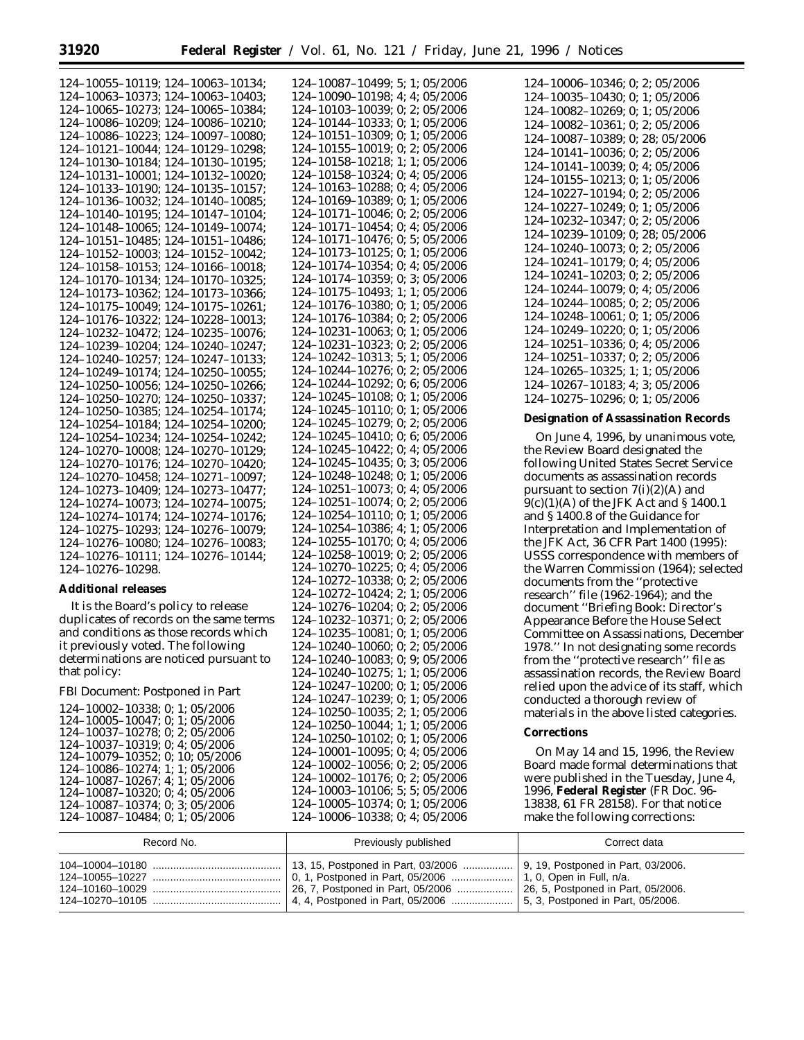124–10055–10119; 124–10063–10134; 124–10063–10373; 124–10063–10403; 124–10065–10273; 124–10065–10384; 124–10086–10209; 124–10086–10210; 124–10086–10223; 124–10097–10080; 124–10121–10044; 124–10129–10298; 124–10130–10184; 124–10130–10195; 124–10131–10001; 124–10132–10020; 124–10133–10190; 124–10135–10157; 124–10136–10032; 124–10140–10085; 124–10140–10195; 124–10147–10104; 124–10148–10065; 124–10149–10074; 124–10151–10485; 124–10151–10486; 124–10152–10003; 124–10152–10042; 124–10158–10153; 124–10166–10018; 124–10170–10134; 124–10170–10325; 124–10173–10362; 124–10173–10366; 124–10175–10049; 124–10175–10261; 124–10176–10322; 124–10228–10013; 124–10232–10472; 124–10235–10076; 124–10239–10204; 124–10240–10247; 124–10240–10257; 124–10247–10133; 124–10249–10174; 124–10250–10055; 124–10250–10056; 124–10250–10266; 124–10250–10270; 124–10250–10337; 124–10250–10385; 124–10254–10174; 124–10254–10184; 124–10254–10200; 124–10254–10234; 124–10254–10242; 124–10270–10008; 124–10270–10129; 124–10270–10176; 124–10270–10420; 124–10270–10458; 124–10271–10097; 124–10273–10409; 124–10273–10477; 124–10274–10073; 124–10274–10075; 124–10274–10174; 124–10274–10176; 124–10275–10293; 124–10276–10079; 124–10276–10080; 124–10276–10083; 124–10276–10111; 124–10276–10144; 124–10276–10298.

**Additional releases**

It is the Board's policy to release duplicates of records on the same terms and conditions as those records which it previously voted. The following determinations are noticed pursuant to that policy:

FBI Document: Postponed in Part

124–10002–10338; 0; 1; 05/2006
124–10005–10047; 0; 1; 05/2006
124–10037–10278; 0; 2; 05/2006
124–10037–10319; 0; 4; 05/2006
124–10079–10352; 0; 10; 05/2006
124–10086–10274; 1; 1; 05/2006
124–10087–10267; 4; 1; 05/2006
124–10087–10320; 0; 4; 05/2006
124–10087–10374; 0; 3; 05/2006
124–10087–10484; 0; 1; 05/2006
124–10087–10499; 5; 1; 05/2006
124–10090–10198; 4; 4; 05/2006
124–10103–10039; 0; 2; 05/2006
124–10144–10333; 0; 1; 05/2006
124–10151–10309; 0; 1; 05/2006
124–10155–10019; 0; 2; 05/2006
124–10158–10218; 1; 1; 05/2006
124–10158–10324; 0; 4; 05/2006
124–10163–10288; 0; 4; 05/2006
124–10169–10389; 0; 1; 05/2006
124–10171–10046; 0; 2; 05/2006
124–10171–10454; 0; 4; 05/2006
124–10171–10476; 0; 5; 05/2006
124–10173–10125; 0; 1; 05/2006
124–10174–10354; 0; 4; 05/2006
124–10174–10359; 0; 3; 05/2006
124–10175–10493; 1; 1; 05/2006
124–10176–10380; 0; 1; 05/2006
124–10176–10384; 0; 2; 05/2006
124–10231–10063; 0; 1; 05/2006
124–10231–10323; 0; 2; 05/2006
124–10242–10313; 5; 1; 05/2006
124–10244–10276; 0; 2; 05/2006
124–10244–10292; 0; 6; 05/2006
124–10245–10108; 0; 1; 05/2006
124–10245–10110; 0; 1; 05/2006
124–10245–10279; 0; 2; 05/2006
124–10245–10410; 0; 6; 05/2006
124–10245–10422; 0; 4; 05/2006
124–10245–10435; 0; 3; 05/2006
124–10248–10248; 0; 1; 05/2006
124–10251–10073; 0; 4; 05/2006
124–10251–10074; 0; 2; 05/2006
124–10254–10110; 0; 1; 05/2006
124–10254–10386; 4; 1; 05/2006
124–10255–10170; 0; 4; 05/2006
124–10258–10019; 0; 2; 05/2006
124–10270–10225; 0; 4; 05/2006
124–10272–10338; 0; 2; 05/2006
124–10272–10424; 2; 1; 05/2006
124–10276–10204; 0; 2; 05/2006
124–10232–10371; 0; 2; 05/2006
124–10235–10081; 0; 1; 05/2006
124–10240–10060; 0; 2; 05/2006
124–10240–10083; 0; 9; 05/2006
124–10240–10275; 1; 1; 05/2006
124–10247–10200; 0; 1; 05/2006
124–10247–10239; 0; 1; 05/2006
124–10250–10035; 2; 1; 05/2006
124–10250–10044; 1; 1; 05/2006
124–10250–10102; 0; 1; 05/2006
124–10001–10095; 0; 4; 05/2006
124–10002–10056; 0; 2; 05/2006
124–10002–10176; 0; 2; 05/2006
124–10003–10106; 5; 5; 05/2006
124–10005–10374; 0; 1; 05/2006
124–10006–10338; 0; 4; 05/2006
124–10006–10346; 0; 2; 05/2006
124–10035–10430; 0; 1; 05/2006
124–10082–10269; 0; 1; 05/2006
124–10082–10361; 0; 2; 05/2006
124–10087–10389; 0; 28; 05/2006
124–10141–10036; 0; 2; 05/2006
124–10141–10039; 0; 4; 05/2006
124–10155–10213; 0; 1; 05/2006
124–10227–10194; 0; 2; 05/2006
124–10227–10249; 0; 1; 05/2006
124–10232–10347; 0; 2; 05/2006
124–10239–10109; 0; 28; 05/2006
124–10240–10073; 0; 2; 05/2006
124–10241–10179; 0; 4; 05/2006
124–10241–10203; 0; 2; 05/2006
124–10244–10079; 0; 4; 05/2006
124–10244–10085; 0; 2; 05/2006
124–10248–10061; 0; 1; 05/2006
124–10249–10220; 0; 1; 05/2006
124–10251–10336; 0; 4; 05/2006
124–10251–10337; 0; 2; 05/2006
124–10265–10325; 1; 1; 05/2006
124–10267–10183; 4; 3; 05/2006
124–10275–10296; 0; 1; 05/2006

**Designation of Assassination Records**

On June 4, 1996, by unanimous vote, the Review Board designated the following United States Secret Service documents as assassination records pursuant to section 7(i)(2)(A) and 9(c)(1)(A) of the JFK Act and § 1400.1 and § 1400.8 of the Guidance for Interpretation and Implementation of the JFK Act, 36 CFR Part 1400 (1995): USSS correspondence with members of the Warren Commission (1964); selected documents from the ''protective research'' file (1962-1964); and the document ''Briefing Book: Director's Appearance Before the House Select Committee on Assassinations, December 1978.'' In not designating some records from the ''protective research'' file as assassination records, the Review Board relied upon the advice of its staff, which conducted a thorough review of materials in the above listed categories.

**Corrections**

On May 14 and 15, 1996, the Review Board made formal determinations that were published in the Tuesday, June 4, 1996, **Federal Register** (FR Doc. 96-13838, 61 FR 28158). For that notice make the following corrections:

| Record No. | Previously published | Correct data |
|---|---|---|
| 104–10004–10180 | 13, 15, Postponed in Part, 03/2006 | 9, 19, Postponed in Part, 03/2006. |
| 124–10055–10227 | 0, 1, Postponed in Part, 05/2006 | 1, 0, Open in Full, n/a. |
| 124–10160–10029 | 26, 7, Postponed in Part, 05/2006 | 26, 5, Postponed in Part, 05/2006. |
| 124–10270–10105 | 4, 4, Postponed in Part, 05/2006 | 5, 3, Postponed in Part, 05/2006. |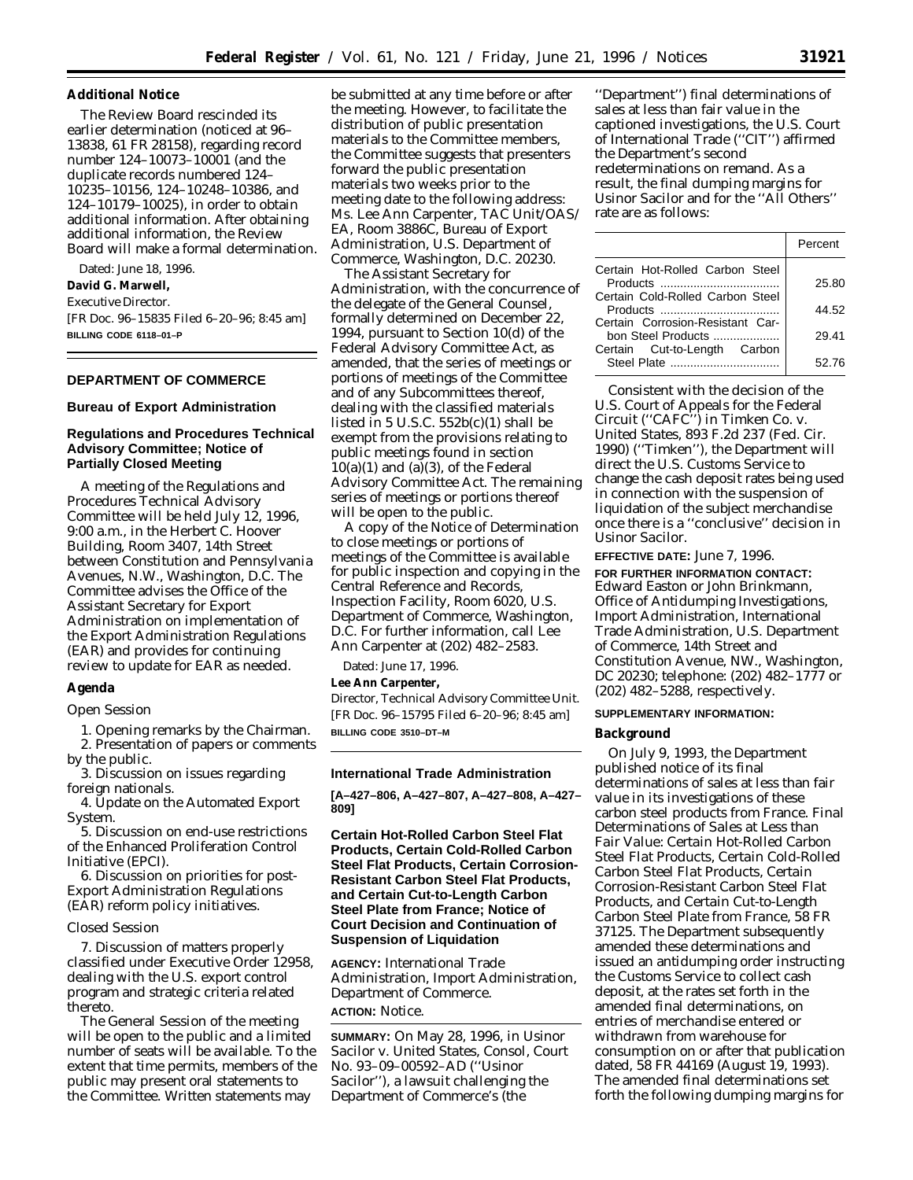**Additional Notice**

The Review Board rescinded its earlier determination (noticed at 96–13838, 61 FR 28158), regarding record number 124–10073–10001 (and the duplicate records numbered 124–10235–10156, 124–10248–10386, and 124–10179–10025), in order to obtain additional information. After obtaining additional information, the Review Board will make a formal determination.

Dated: June 18, 1996.

**David G. Marwell,**

*Executive Director.*

[FR Doc. 96–15835 Filed 6–20–96; 8:45 am]

**BILLING CODE 6118–01–P**

## DEPARTMENT OF COMMERCE

### Bureau of Export Administration

### Regulations and Procedures Technical Advisory Committee; Notice of Partially Closed Meeting

A meeting of the Regulations and Procedures Technical Advisory Committee will be held July 12, 1996, 9:00 a.m., in the Herbert C. Hoover Building, Room 3407, 14th Street between Constitution and Pennsylvania Avenues, N.W., Washington, D.C. The Committee advises the Office of the Assistant Secretary for Export Administration on implementation of the Export Administration Regulations (EAR) and provides for continuing review to update for EAR as needed.

**Agenda**

*Open Session*

1. Opening remarks by the Chairman.
2. Presentation of papers or comments by the public.
3. Discussion on issues regarding foreign nationals.
4. Update on the Automated Export System.
5. Discussion on end-use restrictions of the Enhanced Proliferation Control Initiative (EPCI).
6. Discussion on priorities for post-Export Administration Regulations (EAR) reform policy initiatives.

*Closed Session*

7. Discussion of matters properly classified under Executive Order 12958, dealing with the U.S. export control program and strategic criteria related thereto.

The General Session of the meeting will be open to the public and a limited number of seats will be available. To the extent that time permits, members of the public may present oral statements to the Committee. Written statements may be submitted at any time before or after the meeting. However, to facilitate the distribution of public presentation materials to the Committee members, the Committee suggests that presenters forward the public presentation materials two weeks prior to the meeting date to the following address: Ms. Lee Ann Carpenter, TAC Unit/OAS/EA, Room 3886C, Bureau of Export Administration, U.S. Department of Commerce, Washington, D.C. 20230.

The Assistant Secretary for Administration, with the concurrence of the delegate of the General Counsel, formally determined on December 22, 1994, pursuant to Section 10(d) of the Federal Advisory Committee Act, as amended, that the series of meetings or portions of meetings of the Committee and of any Subcommittees thereof, dealing with the classified materials listed in 5 U.S.C. 552b(c)(1) shall be exempt from the provisions relating to public meetings found in section 10(a)(1) and (a)(3), of the Federal Advisory Committee Act. The remaining series of meetings or portions thereof will be open to the public.

A copy of the Notice of Determination to close meetings or portions of meetings of the Committee is available for public inspection and copying in the Central Reference and Records, Inspection Facility, Room 6020, U.S. Department of Commerce, Washington, D.C. For further information, call Lee Ann Carpenter at (202) 482–2583.

Dated: June 17, 1996.

**Lee Ann Carpenter,**

*Director, Technical Advisory Committee Unit.*

[FR Doc. 96–15795 Filed 6–20–96; 8:45 am]

**BILLING CODE 3510–DT–M**

### International Trade Administration

**[A–427–806, A–427–807, A–427–808, A–427–809]**

### Certain Hot-Rolled Carbon Steel Flat Products, Certain Cold-Rolled Carbon Steel Flat Products, Certain Corrosion-Resistant Carbon Steel Flat Products, and Certain Cut-to-Length Carbon Steel Plate from France; Notice of Court Decision and Continuation of Suspension of Liquidation

**AGENCY:** International Trade Administration, Import Administration, Department of Commerce.

**ACTION:** Notice.

**SUMMARY:** On May 28, 1996, in Usinor Sacilor v. United States, Consol, Court No. 93–09–00592–AD (''Usinor Sacilor''), a lawsuit challenging the Department of Commerce's (the ''Department'') final determinations of sales at less than fair value in the captioned investigations, the U.S. Court of International Trade (''CIT'') affirmed the Department's second redeterminations on remand. As a result, the final dumping margins for Usinor Sacilor and for the ''All Others'' rate are as follows:

| | Percent |
|---|---|
| Certain Hot-Rolled Carbon Steel Products | 25.80 |
| Certain Cold-Rolled Carbon Steel Products | 44.52 |
| Certain Corrosion-Resistant Carbon Steel Products | 29.41 |
| Certain Cut-to-Length Carbon Steel Plate | 52.76 |

Consistent with the decision of the U.S. Court of Appeals for the Federal Circuit (''CAFC'') in *Timken Co.* v. *United States*, 893 F.2d 237 (Fed. Cir. 1990) (''*Timken*''), the Department will direct the U.S. Customs Service to change the cash deposit rates being used in connection with the suspension of liquidation of the subject merchandise once there is a ''conclusive'' decision in Usinor Sacilor.

**EFFECTIVE DATE:** June 7, 1996.

**FOR FURTHER INFORMATION CONTACT:** Edward Easton or John Brinkmann, Office of Antidumping Investigations, Import Administration, International Trade Administration, U.S. Department of Commerce, 14th Street and Constitution Avenue, NW., Washington, DC 20230; telephone: (202) 482–1777 or (202) 482–5288, respectively.

**SUPPLEMENTARY INFORMATION:**

**Background**

On July 9, 1993, the Department published notice of its final determinations of sales at less than fair value in its investigations of these carbon steel products from France. *Final Determinations of Sales at Less than Fair Value: Certain Hot-Rolled Carbon Steel Flat Products, Certain Cold-Rolled Carbon Steel Flat Products, Certain Corrosion-Resistant Carbon Steel Flat Products, and Certain Cut-to-Length Carbon Steel Plate from France*, 58 FR 37125. The Department subsequently amended these determinations and issued an antidumping order instructing the Customs Service to collect cash deposit, at the rates set forth in the amended final determinations, on entries of merchandise entered or withdrawn from warehouse for consumption on or after that publication dated, 58 FR 44169 (August 19, 1993). The amended final determinations set forth the following dumping margins for